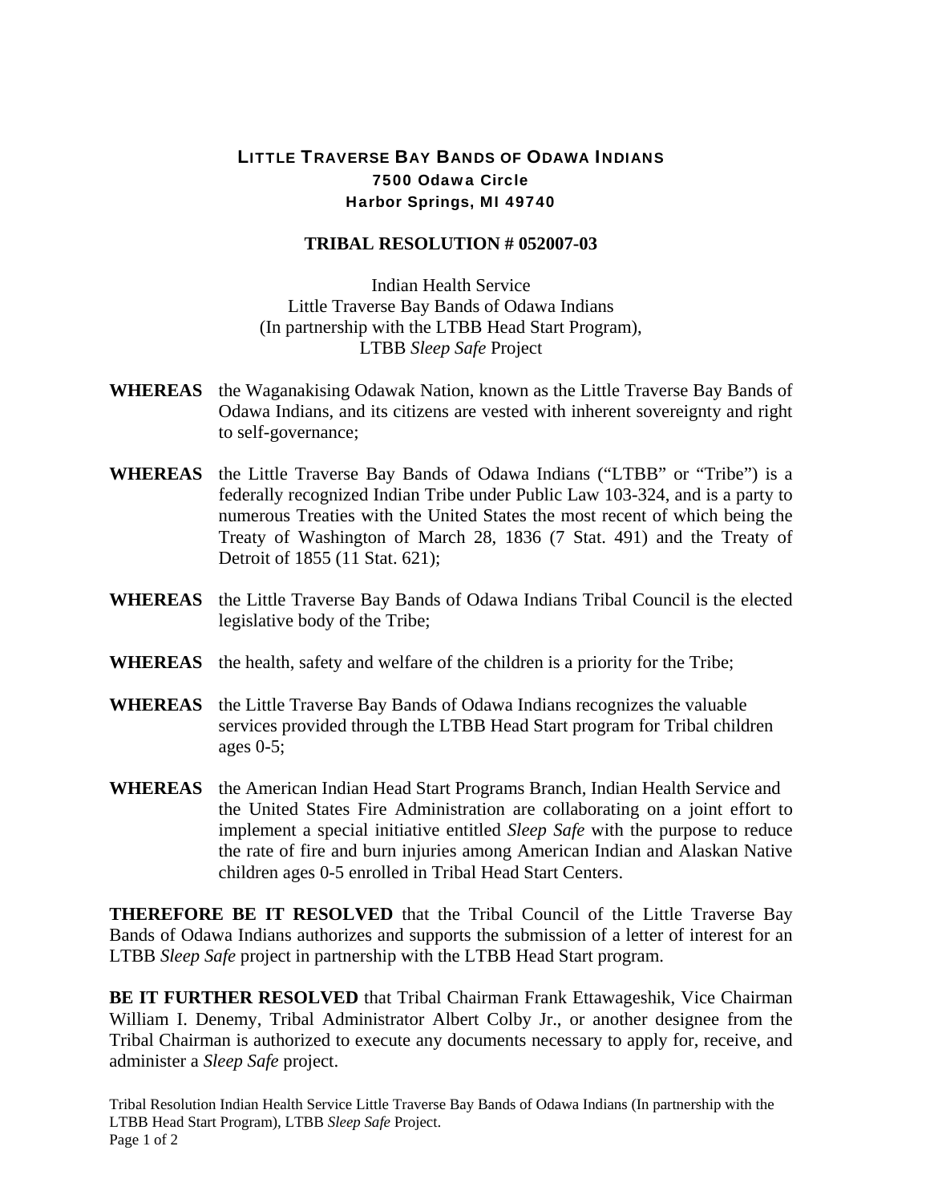# LITTLE TRAVERSE BAY BANDS OF ODAWA INDIANS

**7500 Odawa Circle**
**Harbor Springs, MI 49740**

## TRIBAL RESOLUTION # 052007-03

Indian Health Service
Little Traverse Bay Bands of Odawa Indians
(In partnership with the LTBB Head Start Program),
LTBB *Sleep Safe* Project

**WHEREAS** the Waganakising Odawak Nation, known as the Little Traverse Bay Bands of Odawa Indians, and its citizens are vested with inherent sovereignty and right to self-governance;

**WHEREAS** the Little Traverse Bay Bands of Odawa Indians ("LTBB" or "Tribe") is a federally recognized Indian Tribe under Public Law 103-324, and is a party to numerous Treaties with the United States the most recent of which being the Treaty of Washington of March 28, 1836 (7 Stat. 491) and the Treaty of Detroit of 1855 (11 Stat. 621);

**WHEREAS** the Little Traverse Bay Bands of Odawa Indians Tribal Council is the elected legislative body of the Tribe;

**WHEREAS** the health, safety and welfare of the children is a priority for the Tribe;

**WHEREAS** the Little Traverse Bay Bands of Odawa Indians recognizes the valuable services provided through the LTBB Head Start program for Tribal children ages 0-5;

**WHEREAS** the American Indian Head Start Programs Branch, Indian Health Service and the United States Fire Administration are collaborating on a joint effort to implement a special initiative entitled *Sleep Safe* with the purpose to reduce the rate of fire and burn injuries among American Indian and Alaskan Native children ages 0-5 enrolled in Tribal Head Start Centers.

**THEREFORE BE IT RESOLVED** that the Tribal Council of the Little Traverse Bay Bands of Odawa Indians authorizes and supports the submission of a letter of interest for an LTBB *Sleep Safe* project in partnership with the LTBB Head Start program.

**BE IT FURTHER RESOLVED** that Tribal Chairman Frank Ettawageshik, Vice Chairman William I. Denemy, Tribal Administrator Albert Colby Jr., or another designee from the Tribal Chairman is authorized to execute any documents necessary to apply for, receive, and administer a *Sleep Safe* project.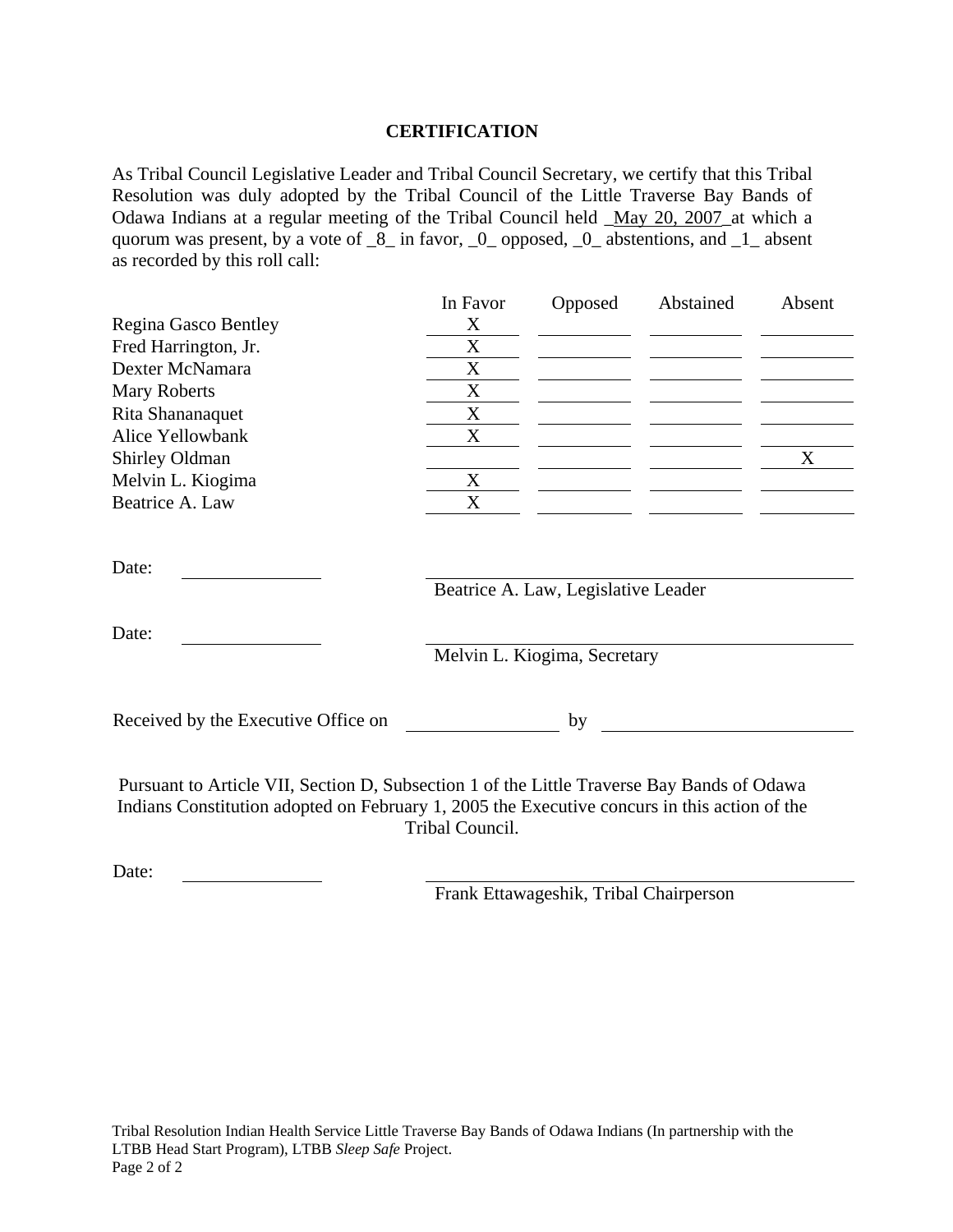## CERTIFICATION

As Tribal Council Legislative Leader and Tribal Council Secretary, we certify that this Tribal Resolution was duly adopted by the Tribal Council of the Little Traverse Bay Bands of Odawa Indians at a regular meeting of the Tribal Council held _May 20, 2007_ at which a quorum was present, by a vote of _8_ in favor, _0_ opposed, _0_ abstentions, and _1_ absent as recorded by this roll call:

| | In Favor | Opposed | Abstained | Absent |
|---|---|---|---|---|
| Regina Gasco Bentley | X | | | |
| Fred Harrington, Jr. | X | | | |
| Dexter McNamara | X | | | |
| Mary Roberts | X | | | |
| Rita Shananaquet | X | | | |
| Alice Yellowbank | X | | | |
| Shirley Oldman | | | | X |
| Melvin L. Kiogima | X | | | |
| Beatrice A. Law | X | | | |

Date: ____________ ______________________________
Beatrice A. Law, Legislative Leader

Date: ____________ ______________________________
Melvin L. Kiogima, Secretary

Received by the Executive Office on ____________ by ______________________

Pursuant to Article VII, Section D, Subsection 1 of the Little Traverse Bay Bands of Odawa Indians Constitution adopted on February 1, 2005 the Executive concurs in this action of the Tribal Council.

Date: ____________ ______________________________
Frank Ettawageshik, Tribal Chairperson

Tribal Resolution Indian Health Service Little Traverse Bay Bands of Odawa Indians (In partnership with the LTBB Head Start Program), LTBB *Sleep Safe* Project.